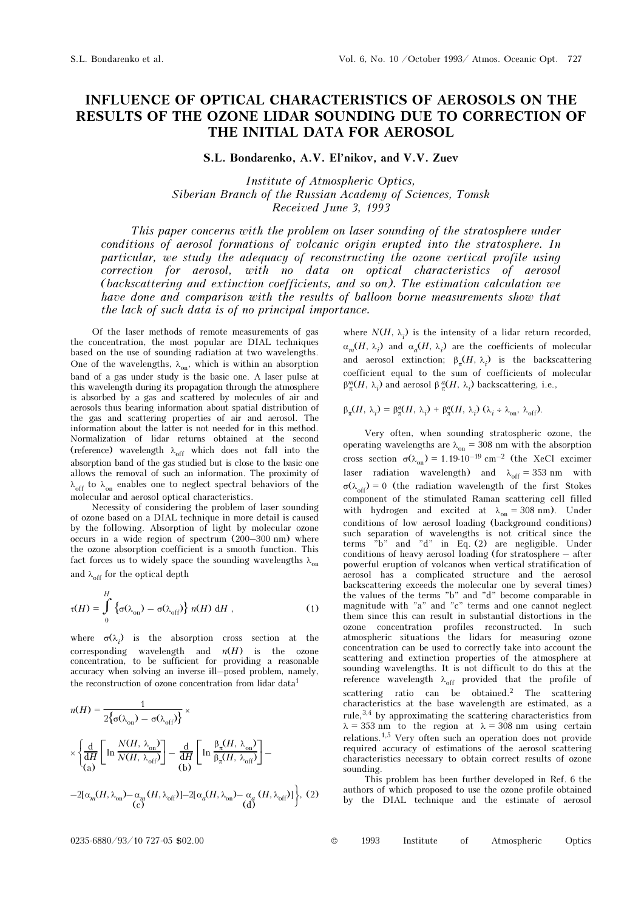# INFLUENCE OF OPTICAL CHARACTERISTICS OF AEROSOLS ON THE RESULTS OF THE OZONE LIDAR SOUNDING DUE TO CORRECTION OF THE INITIAL DATA FOR AEROSOL

**S.L. Bondarenko, A.V. El'nikov, and V.V. Zuev**

*Institute of Atmospheric Optics,*
*Siberian Branch of the Russian Academy of Sciences, Tomsk*
*Received June 3, 1993*

*This paper concerns with the problem on laser sounding of the stratosphere under conditions of aerosol formations of volcanic origin erupted into the stratosphere. In particular, we study the adequacy of reconstructing the ozone vertical profile using correction for aerosol, with no data on optical characteristics of aerosol (backscattering and extinction coefficients, and so on). The estimation calculation we have done and comparison with the results of balloon borne measurements show that the lack of such data is of no principal importance.*

Of the laser methods of remote measurements of gas the concentration, the most popular are DIAL techniques based on the use of sounding radiation at two wavelengths. One of the wavelengths, $\lambda_{on}$, which is within an absorption band of a gas under study is the basic one. A laser pulse at this wavelength during its propagation through the atmosphere is absorbed by a gas and scattered by molecules of air and aerosols thus bearing information about spatial distribution of the gas and scattering properties of air and aerosol. The information about the latter is not needed for in this method. Normalization of lidar returns obtained at the second (reference) wavelength $\lambda_{off}$ which does not fall into the absorption band of the gas studied but is close to the basic one allows the removal of such an information. The proximity of $\lambda_{off}$ to $\lambda_{on}$ enables one to neglect spectral behaviors of the molecular and aerosol optical characteristics.

Necessity of considering the problem of laser sounding of ozone based on a DIAL technique in more detail is caused by the following. Absorption of light by molecular ozone occurs in a wide region of spectrum (200–300 nm) where the ozone absorption coefficient is a smooth function. This fact forces us to widely space the sounding wavelengths $\lambda_{on}$ and $\lambda_{off}$ for the optical depth

$$\tau(H) = \int_{0}^{H} \left\{\sigma(\lambda_{on}) - \sigma(\lambda_{off})\right\} n(H)\, dH\,, \tag{1}$$

where $\sigma(\lambda_i)$ is the absorption cross section at the corresponding wavelength and $n(H)$ is the ozone concentration, to be sufficient for providing a reasonable accuracy when solving an inverse ill–posed problem, namely, the reconstruction of ozone concentration from lidar data[1]

$$n(H) = \frac{1}{2\left\{\sigma(\lambda_{on}) - \sigma(\lambda_{off})\right\}} \times \left\{\underset{\text{(a)}}{\frac{d}{dH}\left[\ln\frac{N(H, \lambda_{on})}{N(H, \lambda_{off})}\right]} - \underset{\text{(b)}}{\frac{d}{dH}\left[\ln\frac{\beta_\pi(H, \lambda_{on})}{\beta_\pi(H, \lambda_{off})}\right]} - \underset{\text{(c)}}{2[\alpha_m(H,\lambda_{on}) - \alpha_m(H,\lambda_{off})]} - \underset{\text{(d)}}{2[\alpha_a(H,\lambda_{on}) - \alpha_a(H,\lambda_{off})]}\right\}, \tag{2}$$

where $N(H, \lambda_i)$ is the intensity of a lidar return recorded, $\alpha_m(H, \lambda_i)$ and $\alpha_a(H, \lambda_i)$ are the coefficients of molecular and aerosol extinction; $\beta_\pi(H, \lambda_i)$ is the backscattering coefficient equal to the sum of coefficients of molecular $\beta_\pi^m(H, \lambda_i)$ and aerosol $\beta_\pi^a(H, \lambda_i)$ backscattering, i.e.,

$$\beta_\pi(H, \lambda_i) = \beta_\pi^m(H, \lambda_i) + \beta_\pi^a(H, \lambda_i)\ (\lambda_i \div \lambda_{on}, \lambda_{off}).$$

Very often, when sounding stratospheric ozone, the operating wavelengths are $\lambda_{on} = 308$ nm with the absorption cross section $\sigma(\lambda_{on}) = 1.19 \cdot 10^{-19}\ \text{cm}^{-2}$ (the XeCl excimer laser radiation wavelength) and $\lambda_{off} = 353$ nm with $\sigma(\lambda_{off}) = 0$ (the radiation wavelength of the first Stokes component of the stimulated Raman scattering cell filled with hydrogen and excited at $\lambda_{on} = 308$ nm). Under conditions of low aerosol loading (background conditions) such separation of wavelengths is not critical since the terms "b" and "d" in Eq. (2) are negligible. Under conditions of heavy aerosol loading (for stratosphere – after powerful eruption of volcanos when vertical stratification of aerosol has a complicated structure and the aerosol backscattering exceeds the molecular one by several times) the values of the terms "b" and "d" become comparable in magnitude with "a" and "c" terms and one cannot neglect them since this can result in substantial distortions in the ozone concentration profiles reconstructed. In such atmospheric situations the lidars for measuring ozone concentration can be used to correctly take into account the scattering and extinction properties of the atmosphere at sounding wavelengths. It is not difficult to do this at the reference wavelength $\lambda_{off}$ provided that the profile of scattering ratio can be obtained.[2] The scattering characteristics at the base wavelength are estimated, as a rule,[3,4] by approximating the scattering characteristics from $\lambda = 353$ nm to the region at $\lambda = 308$ nm using certain relations.[1,5] Very often such an operation does not provide required accuracy of estimations of the aerosol scattering characteristics necessary to obtain correct results of ozone sounding.

This problem has been further developed in Ref. 6 the authors of which proposed to use the ozone profile obtained by the DIAL technique and the estimate of aerosol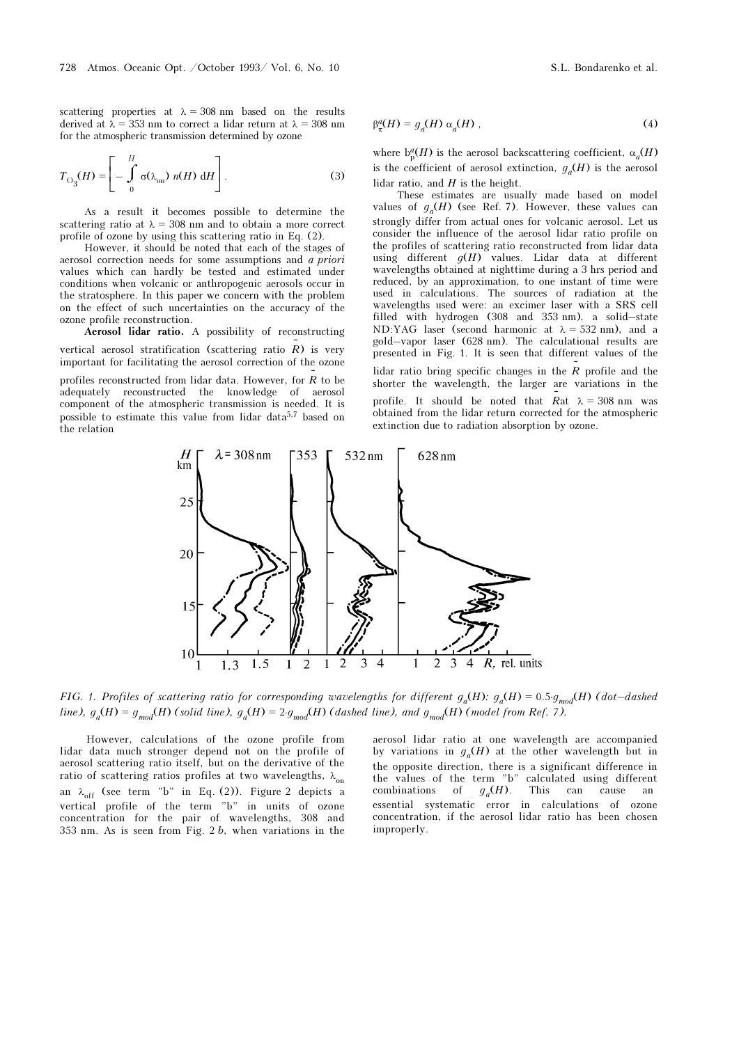scattering properties at $\lambda = 308$ nm based on the results derived at $\lambda = 353$ nm to correct a lidar return at $\lambda = 308$ nm for the atmospheric transmission determined by ozone

$$T_{O_3}(H) = \left[ -\int_0^H \sigma(\lambda_{on})\, n(H)\, dH \right]. \quad (3)$$

As a result it becomes possible to determine the scattering ratio at $\lambda = 308$ nm and to obtain a more correct profile of ozone by using this scattering ratio in Eq. (2).

However, it should be noted that each of the stages of aerosol correction needs for some assumptions and *a priori* values which can hardly be tested and estimated under conditions when volcanic or anthropogenic aerosols occur in the stratosphere. In this paper we concern with the problem on the effect of such uncertainties on the accuracy of the ozone profile reconstruction.

**Aerosol lidar ratio.** A possibility of reconstructing vertical aerosol stratification (scattering ratio $\tilde{R}$) is very important for facilitating the aerosol correction of the ozone profiles reconstructed from lidar data. However, for $\tilde{R}$ to be adequately reconstructed the knowledge of aerosol component of the atmospheric transmission is needed. It is possible to estimate this value from lidar data[5,7] based on the relation

$$\beta_\pi^a(H) = g_a(H)\, \alpha_a(H), \quad (4)$$

where $b_p^a(H)$ is the aerosol backscattering coefficient, $\alpha_a(H)$ is the coefficient of aerosol extinction, $g_a(H)$ is the aerosol lidar ratio, and $H$ is the height.

These estimates are usually made based on model values of $g_a(H)$ (see Ref. 7). However, these values can strongly differ from actual ones for volcanic aerosol. Let us consider the influence of the aerosol lidar ratio profile on the profiles of scattering ratio reconstructed from lidar data using different $g(H)$ values. Lidar data at different wavelengths obtained at nighttime during a 3 hrs period and reduced, by an approximation, to one instant of time were used in calculations. The sources of radiation at the wavelengths used were: an excimer laser with a SRS cell filled with hydrogen (308 and 353 nm), a solid–state ND:YAG laser (second harmonic at $\lambda = 532$ nm), and a gold–vapor laser (628 nm). The calculational results are presented in Fig. 1. It is seen that different values of the lidar ratio bring specific changes in the $\tilde{R}$ profile and the shorter the wavelength, the larger are variations in the profile. It should be noted that $\tilde{R}$ at $\lambda = 308$ nm was obtained from the lidar return corrected for the atmospheric extinction due to radiation absorption by ozone.

*FIG. 1. Profiles of scattering ratio for corresponding wavelengths for different $g_a(H)$: $g_a(H) = 0.5 \cdot g_{mod}(H)$ (dot–dashed line), $g_a(H) = g_{mod}(H)$ (solid line), $g_a(H) = 2 \cdot g_{mod}(H)$ (dashed line), and $g_{mod}(H)$ (model from Ref. 7).*

However, calculations of the ozone profile from lidar data much stronger depend not on the profile of aerosol scattering ratio itself, but on the derivative of the ratio of scattering ratios profiles at two wavelengths, $\lambda_{on}$ an $\lambda_{off}$ (see term "b" in Eq. (2)). Figure 2 depicts a vertical profile of the term "b" in units of ozone concentration for the pair of wavelengths, 308 and 353 nm. As is seen from Fig. 2*b*, when variations in the aerosol lidar ratio at one wavelength are accompanied by variations in $g_a(H)$ at the other wavelength but in the opposite direction, there is a significant difference in the values of the term "b" calculated using different combinations of $g_a(H)$. This can cause an essential systematic error in calculations of ozone concentration, if the aerosol lidar ratio has been chosen improperly.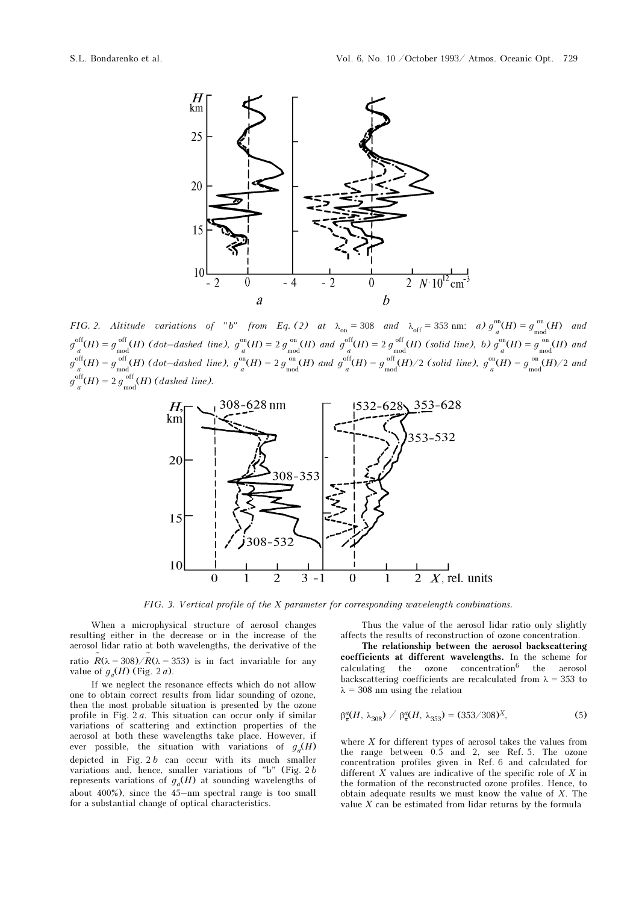FIG. 2. Altitude variations of "b" from Eq. (2) at $\lambda_{on} = 308$ and $\lambda_{off} = 353$ nm: *a)* $g_a^{on}(H) = g_{mod}^{on}(H)$ and $g_a^{off}(H) = g_{mod}^{off}(H)$ (dot–dashed line), $g_a^{on}(H) = 2\,g_{mod}^{on}(H)$ and $g_a^{off}(H) = 2\,g_{mod}^{off}(H)$ (solid line), *b)* $g_a^{on}(H) = g_{mod}^{on}(H)$ and $g_a^{off}(H) = g_{mod}^{off}(H)$ (dot–dashed line), $g_a^{on}(H) = 2\,g_{mod}^{on}(H)$ and $g_a^{off}(H) = g_{mod}^{off}(H)/2$ (solid line), $g_a^{on}(H) = g_{mod}^{on}(H)/2$ and $g_a^{off}(H) = 2\,g_{mod}^{off}(H)$ (dashed line).

FIG. 3. Vertical profile of the X parameter for corresponding wavelength combinations.

When a microphysical structure of aerosol changes resulting either in the decrease or in the increase of the aerosol lidar ratio at both wavelengths, the derivative of the ratio $\tilde{R}(\lambda = 308)/\tilde{R}(\lambda = 353)$ is in fact invariable for any value of $g_a(H)$ (Fig. 2*a*).

If we neglect the resonance effects which do not allow one to obtain correct results from lidar sounding of ozone, then the most probable situation is presented by the ozone profile in Fig. 2*a*. This situation can occur only if similar variations of scattering and extinction properties of the aerosol at both these wavelengths take place. However, if ever possible, the situation with variations of $g_a(H)$ depicted in Fig. 2*b* can occur with its much smaller variations and, hence, smaller variations of "b" (Fig. 2*b* represents variations of $g_a(H)$ at sounding wavelengths of about 400%), since the 45–nm spectral range is too small for a substantial change of optical characteristics.

Thus the value of the aerosol lidar ratio only slightly affects the results of reconstruction of ozone concentration.

**The relationship between the aerosol backscattering coefficients at different wavelengths.** In the scheme for calculating the ozone concentration[6] the aerosol backscattering coefficients are recalculated from $\lambda = 353$ to $\lambda = 308$ nm using the relation

$$\beta_\pi^a(H, \lambda_{308}) \;/\; \beta_\pi^a(H, \lambda_{353}) = (353/308)^X, \qquad (5)$$

where $X$ for different types of aerosol takes the values from the range between 0.5 and 2, see Ref. 5. The ozone concentration profiles given in Ref. 6 and calculated for different $X$ values are indicative of the specific role of $X$ in the formation of the reconstructed ozone profiles. Hence, to obtain adequate results we must know the value of $X$. The value $X$ can be estimated from lidar returns by the formula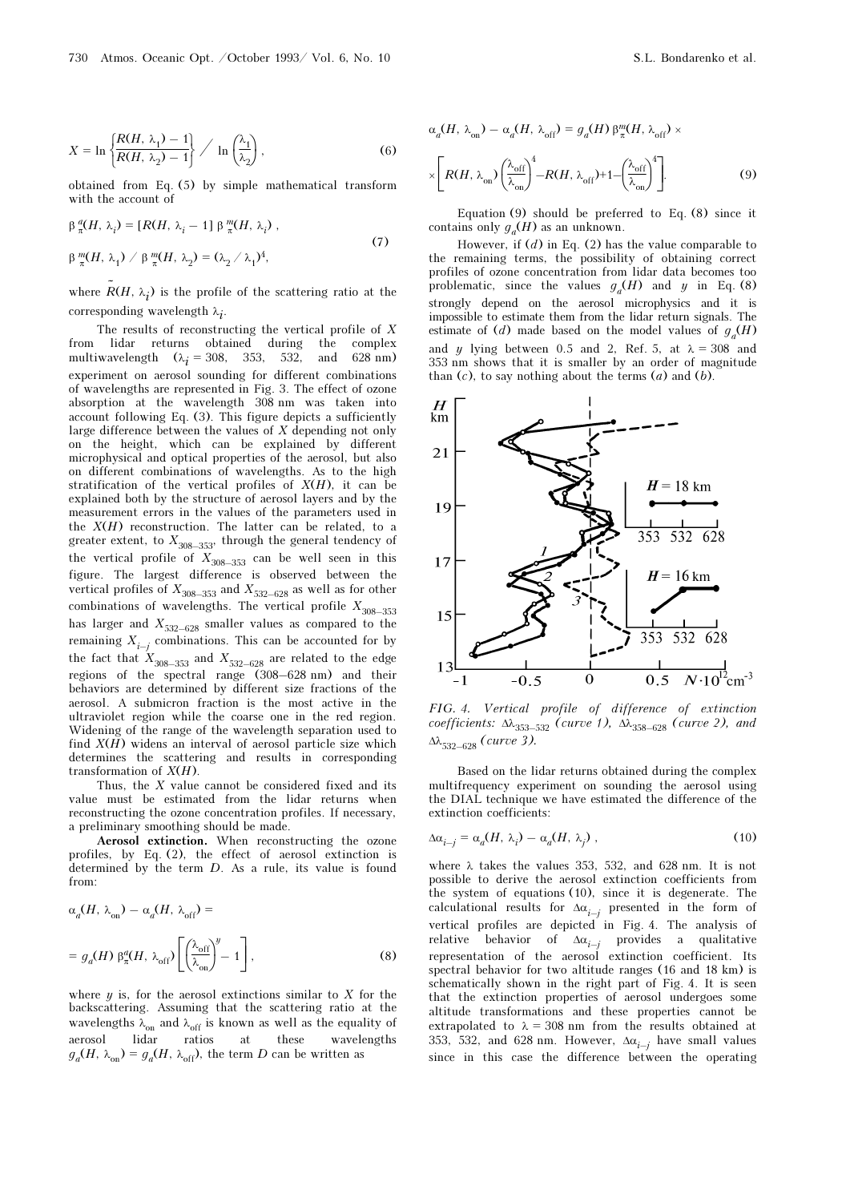$$X = \ln \left\{ \frac{R(H, \lambda_1) - 1}{R(H, \lambda_2) - 1} \right\} \Big/ \ln \left( \frac{\lambda_1}{\lambda_2} \right), \tag{6}$$

obtained from Eq. (5) by simple mathematical transform with the account of

$$\beta^a_\pi(H, \lambda_i) = [R(H, \lambda_i - 1] \, \beta^m_\pi(H, \lambda_i) ,$$
$$\beta^m_\pi(H, \lambda_1) \,/\, \beta^m_\pi(H, \lambda_2) = (\lambda_2 / \lambda_1)^4, \tag{7}$$

where $\tilde{R}(H, \lambda_i)$ is the profile of the scattering ratio at the corresponding wavelength $\lambda_i$.

The results of reconstructing the vertical profile of $X$ from lidar returns obtained during the complex multiwavelength ($\lambda_i$ = 308, 353, 532, and 628 nm) experiment on aerosol sounding for different combinations of wavelengths are represented in Fig. 3. The effect of ozone absorption at the wavelength 308 nm was taken into account following Eq. (3). This figure depicts a sufficiently large difference between the values of $X$ depending not only on the height, which can be explained by different microphysical and optical properties of the aerosol, but also on different combinations of wavelengths. As to the high stratification of the vertical profiles of $X(H)$, it can be explained both by the structure of aerosol layers and by the measurement errors in the values of the parameters used in the $X(H)$ reconstruction. The latter can be related, to a greater extent, to $X_{308-353}$, through the general tendency of the vertical profile of $X_{308-353}$ can be well seen in this figure. The largest difference is observed between the vertical profiles of $X_{308-353}$ and $X_{532-628}$ as well as for other combinations of wavelengths. The vertical profile $X_{308-353}$ has larger and $X_{532-628}$ smaller values as compared to the remaining $X_{i-j}$ combinations. This can be accounted for by the fact that $X_{308-353}$ and $X_{532-628}$ are related to the edge regions of the spectral range (308–628 nm) and their behaviors are determined by different size fractions of the aerosol. A submicron fraction is the most active in the ultraviolet region while the coarse one in the red region. Widening of the range of the wavelength separation used to find $X(H)$ widens an interval of aerosol particle size which determines the scattering and results in corresponding transformation of $X(H)$.

Thus, the $X$ value cannot be considered fixed and its value must be estimated from the lidar returns when reconstructing the ozone concentration profiles. If necessary, a preliminary smoothing should be made.

**Aerosol extinction.** When reconstructing the ozone profiles, by Eq. (2), the effect of aerosol extinction is determined by the term $D$. As a rule, its value is found from:

$$\alpha_a(H, \lambda_{\text{on}}) - \alpha_a(H, \lambda_{\text{off}}) =$$
$$= g_a(H) \, \beta^a_\pi(H, \lambda_{\text{off}}) \left[ \left( \frac{\lambda_{\text{off}}}{\lambda_{\text{on}}} \right)^y - 1 \right], \tag{8}$$

where $y$ is, for the aerosol extinctions similar to $X$ for the backscattering. Assuming that the scattering ratio at the wavelengths $\lambda_{\text{on}}$ and $\lambda_{\text{off}}$ is known as well as the equality of aerosol lidar ratios at these wavelengths $g_a(H, \lambda_{\text{on}}) = g_a(H, \lambda_{\text{off}})$, the term $D$ can be written as

$$\alpha_a(H, \lambda_{\text{on}}) - \alpha_a(H, \lambda_{\text{off}}) = g_a(H) \, \beta^m_\pi(H, \lambda_{\text{off}}) \times$$
$$\times \left[ R(H, \lambda_{\text{on}}) \left( \frac{\lambda_{\text{off}}}{\lambda_{\text{on}}} \right)^4 - R(H, \lambda_{\text{off}}) + 1 - \left( \frac{\lambda_{\text{off}}}{\lambda_{\text{on}}} \right)^4 \right]. \tag{9}$$

Equation (9) should be preferred to Eq. (8) since it contains only $g_a(H)$ as an unknown.

However, if ($d$) in Eq. (2) has the value comparable to the remaining terms, the possibility of obtaining correct profiles of ozone concentration from lidar data becomes too problematic, since the values $g_a(H)$ and $y$ in Eq. (8) strongly depend on the aerosol microphysics and it is impossible to estimate them from the lidar return signals. The estimate of ($d$) made based on the model values of $g_a(H)$ and $y$ lying between 0.5 and 2, Ref. 5, at $\lambda$ = 308 and 353 nm shows that it is smaller by an order of magnitude than ($c$), to say nothing about the terms ($a$) and ($b$).

*FIG. 4. Vertical profile of difference of extinction coefficients: $\Delta\lambda_{353-532}$ (curve 1), $\Delta\lambda_{358-628}$ (curve 2), and $\Delta\lambda_{532-628}$ (curve 3).*

Based on the lidar returns obtained during the complex multifrequency experiment on sounding the aerosol using the DIAL technique we have estimated the difference of the extinction coefficients:

$$\Delta\alpha_{i-j} = \alpha_a(H, \lambda_i) - \alpha_a(H, \lambda_j) , \tag{10}$$

where $\lambda$ takes the values 353, 532, and 628 nm. It is not possible to derive the aerosol extinction coefficients from the system of equations (10), since it is degenerate. The calculational results for $\Delta\alpha_{i-j}$ presented in the form of vertical profiles are depicted in Fig. 4. The analysis of relative behavior of $\Delta\alpha_{i-j}$ provides a qualitative representation of the aerosol extinction coefficient. Its spectral behavior for two altitude ranges (16 and 18 km) is schematically shown in the right part of Fig. 4. It is seen that the extinction properties of aerosol undergoes some altitude transformations and these properties cannot be extrapolated to $\lambda$ = 308 nm from the results obtained at 353, 532, and 628 nm. However, $\Delta\alpha_{i-j}$ have small values since in this case the difference between the operating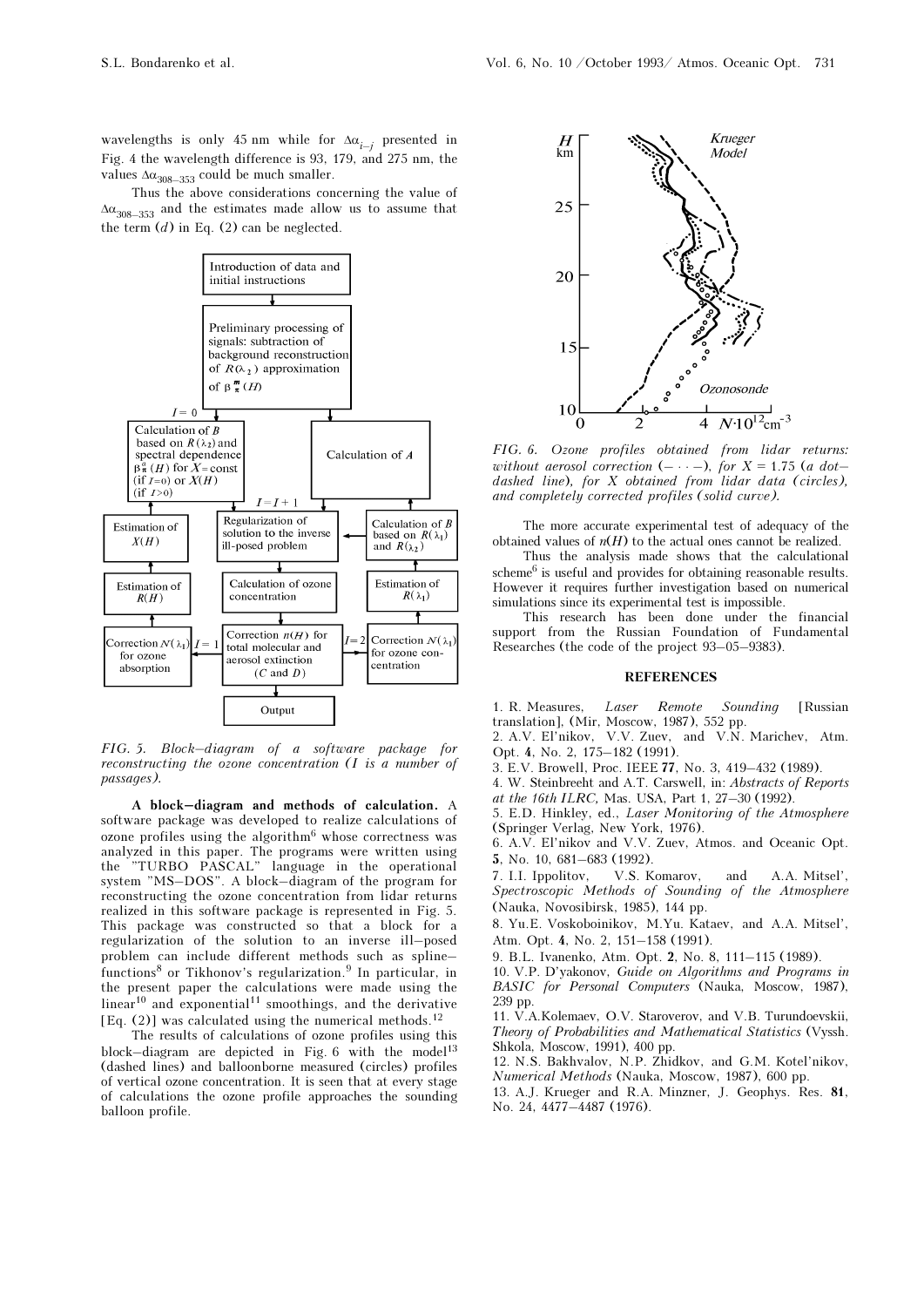wavelengths is only 45 nm while for $\Delta\alpha_{i-j}$ presented in Fig. 4 the wavelength difference is 93, 179, and 275 nm, the values $\Delta\alpha_{308-353}$ could be much smaller.

Thus the above considerations concerning the value of $\Delta\alpha_{308-353}$ and the estimates made allow us to assume that the term (*d*) in Eq. (2) can be neglected.

Introduction of data and initial instructions

Preliminary processing of signals: subtraction of background reconstruction of $R(\lambda_2)$ approximation of $\beta_\pi^m(H)$

$I = 0$

Calculation of *B* based on $R(\lambda_2)$ and spectral dependence $\beta_\pi^a(H)$ for $X$ = const (if $I$=0) or $X(H)$ (if $I$>0)

Calculation of *A*

$I = I + 1$

Estimation of $X(H)$

Regularization of solution to the inverse ill-posed problem

Calculation of *B* based on $R(\lambda_1)$ and $R(\lambda_2)$

Estimation of $R(H)$

Calculation of ozone concentration

Estimation of $R(\lambda_1)$

Correction $N(\lambda_1)$ for ozone absorption

$I = 1$

Correction $n(H)$ for total molecular and aerosol extinction (*C* and *D*)

$I = 2$

Correction $N(\lambda_1)$ for ozone concentration

Output

*FIG. 5. Block–diagram of a software package for reconstructing the ozone concentration (I is a number of passages).*

**A block–diagram and methods of calculation.** A software package was developed to realize calculations of ozone profiles using the algorithm[6] whose correctness was analyzed in this paper. The programs were written using the "TURBO PASCAL" language in the operational system "MS–DOS". A block–diagram of the program for reconstructing the ozone concentration from lidar returns realized in this software package is represented in Fig. 5. This package was constructed so that a block for a regularization of the solution to an inverse ill–posed problem can include different methods such as spline–functions[8] or Tikhonov's regularization.[9] In particular, in the present paper the calculations were made using the linear[10] and exponential[11] smoothings, and the derivative [Eq. (2)] was calculated using the numerical methods.[12]

The results of calculations of ozone profiles using this block–diagram are depicted in Fig. 6 with the model[13] (dashed lines) and balloonborne measured (circles) profiles of vertical ozone concentration. It is seen that at every stage of calculations the ozone profile approaches the sounding balloon profile.

*H*, km

Krueger Model

25

20

15

10

Ozonosonde

0 2 4 $N \cdot 10^{12}$cm$^{-3}$

*FIG. 6. Ozone profiles obtained from lidar returns: without aerosol correction (– · · –), for X = 1.75 (a dot–dashed line), for X obtained from lidar data (circles), and completely corrected profiles (solid curve).*

The more accurate experimental test of adequacy of the obtained values of $n(H)$ to the actual ones cannot be realized.

Thus the analysis made shows that the calculational scheme[6] is useful and provides for obtaining reasonable results. However it requires further investigation based on numerical simulations since its experimental test is impossible.

This research has been done under the financial support from the Russian Foundation of Fundamental Researches (the code of the project 93–05–9383).

## REFERENCES

1. R. Measures, *Laser Remote Sounding* [Russian translation], (Mir, Moscow, 1987), 552 pp.
2. A.V. El'nikov, V.V. Zuev, and V.N. Marichev, Atm. Opt. **4**, No. 2, 175–182 (1991).
3. E.V. Browell, Proc. IEEE **77**, No. 3, 419–432 (1989).
4. W. Steinbreeht and A.T. Carswell, in: *Abstracts of Reports at the 16th ILRC*, Mas. USA, Part 1, 27–30 (1992).
5. E.D. Hinkley, ed., *Laser Monitoring of the Atmosphere* (Springer Verlag, New York, 1976).
6. A.V. El'nikov and V.V. Zuev, Atmos. and Oceanic Opt. **5**, No. 10, 681–683 (1992).
7. I.I. Ippolitov, V.S. Komarov, and A.A. Mitsel', *Spectroscopic Methods of Sounding of the Atmosphere* (Nauka, Novosibirsk, 1985), 144 pp.
8. Yu.E. Voskoboinikov, M.Yu. Kataev, and A.A. Mitsel', Atm. Opt. **4**, No. 2, 151–158 (1991).
9. B.L. Ivanenko, Atm. Opt. **2**, No. 8, 111–115 (1989).
10. V.P. D'yakonov, *Guide on Algorithms and Programs in BASIC for Personal Computers* (Nauka, Moscow, 1987), 239 pp.
11. V.A.Kolemaev, O.V. Staroverov, and V.B. Turundoevskii, *Theory of Probabilities and Mathematical Statistics* (Vyssh. Shkola, Moscow, 1991), 400 pp.
12. N.S. Bakhvalov, N.P. Zhidkov, and G.M. Kotel'nikov, *Numerical Methods* (Nauka, Moscow, 1987), 600 pp.
13. A.J. Krueger and R.A. Minzner, J. Geophys. Res. **81**, No. 24, 4477–4487 (1976).